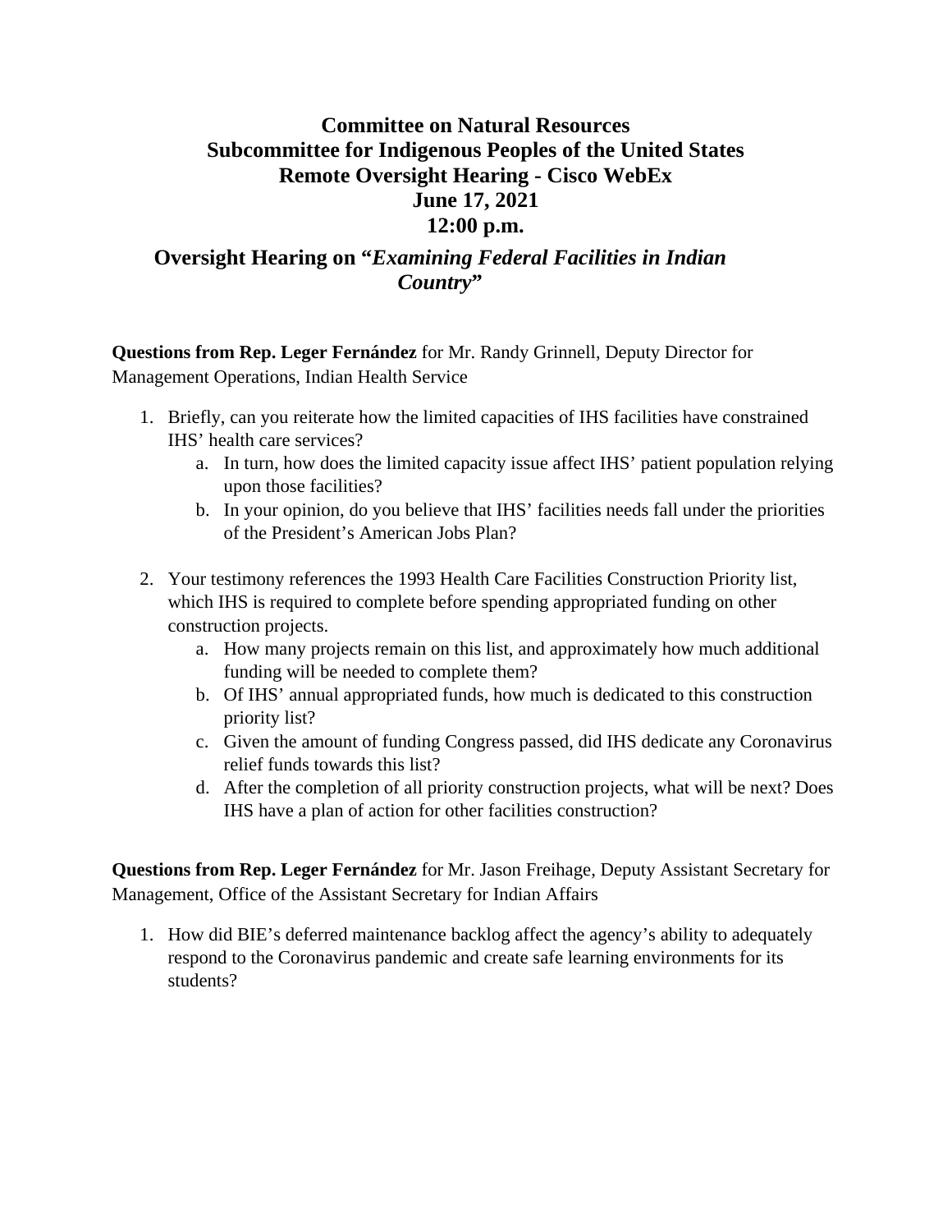# Committee on Natural Resources
## Subcommittee for Indigenous Peoples of the United States
## Remote Oversight Hearing - Cisco WebEx
## June 17, 2021
## 12:00 p.m.

## Oversight Hearing on "*Examining Federal Facilities in Indian Country*"

**Questions from Rep. Leger Fernández** for Mr. Randy Grinnell, Deputy Director for Management Operations, Indian Health Service

1. Briefly, can you reiterate how the limited capacities of IHS facilities have constrained IHS' health care services?
   a. In turn, how does the limited capacity issue affect IHS' patient population relying upon those facilities?
   b. In your opinion, do you believe that IHS' facilities needs fall under the priorities of the President's American Jobs Plan?

2. Your testimony references the 1993 Health Care Facilities Construction Priority list, which IHS is required to complete before spending appropriated funding on other construction projects.
   a. How many projects remain on this list, and approximately how much additional funding will be needed to complete them?
   b. Of IHS' annual appropriated funds, how much is dedicated to this construction priority list?
   c. Given the amount of funding Congress passed, did IHS dedicate any Coronavirus relief funds towards this list?
   d. After the completion of all priority construction projects, what will be next? Does IHS have a plan of action for other facilities construction?

**Questions from Rep. Leger Fernández** for Mr. Jason Freihage, Deputy Assistant Secretary for Management, Office of the Assistant Secretary for Indian Affairs

1. How did BIE's deferred maintenance backlog affect the agency's ability to adequately respond to the Coronavirus pandemic and create safe learning environments for its students?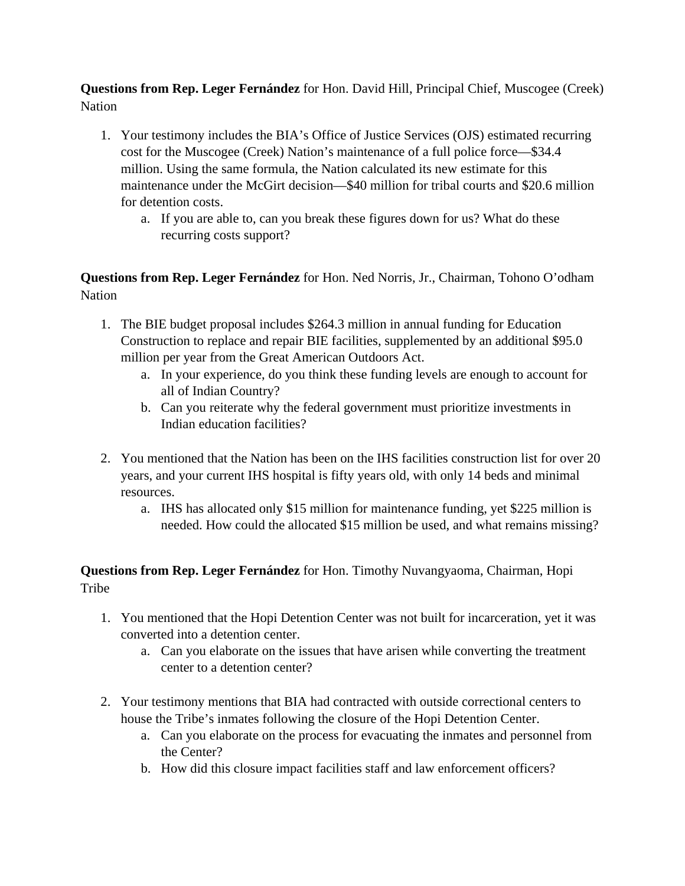**Questions from Rep. Leger Fernández** for Hon. David Hill, Principal Chief, Muscogee (Creek) Nation

1. Your testimony includes the BIA's Office of Justice Services (OJS) estimated recurring cost for the Muscogee (Creek) Nation's maintenance of a full police force—$34.4 million. Using the same formula, the Nation calculated its new estimate for this maintenance under the McGirt decision—$40 million for tribal courts and $20.6 million for detention costs.
    a. If you are able to, can you break these figures down for us? What do these recurring costs support?

**Questions from Rep. Leger Fernández** for Hon. Ned Norris, Jr., Chairman, Tohono O'odham Nation

1. The BIE budget proposal includes $264.3 million in annual funding for Education Construction to replace and repair BIE facilities, supplemented by an additional $95.0 million per year from the Great American Outdoors Act.
    a. In your experience, do you think these funding levels are enough to account for all of Indian Country?
    b. Can you reiterate why the federal government must prioritize investments in Indian education facilities?

2. You mentioned that the Nation has been on the IHS facilities construction list for over 20 years, and your current IHS hospital is fifty years old, with only 14 beds and minimal resources.
    a. IHS has allocated only $15 million for maintenance funding, yet $225 million is needed. How could the allocated $15 million be used, and what remains missing?

**Questions from Rep. Leger Fernández** for Hon. Timothy Nuvangyaoma, Chairman, Hopi Tribe

1. You mentioned that the Hopi Detention Center was not built for incarceration, yet it was converted into a detention center.
    a. Can you elaborate on the issues that have arisen while converting the treatment center to a detention center?

2. Your testimony mentions that BIA had contracted with outside correctional centers to house the Tribe's inmates following the closure of the Hopi Detention Center.
    a. Can you elaborate on the process for evacuating the inmates and personnel from the Center?
    b. How did this closure impact facilities staff and law enforcement officers?